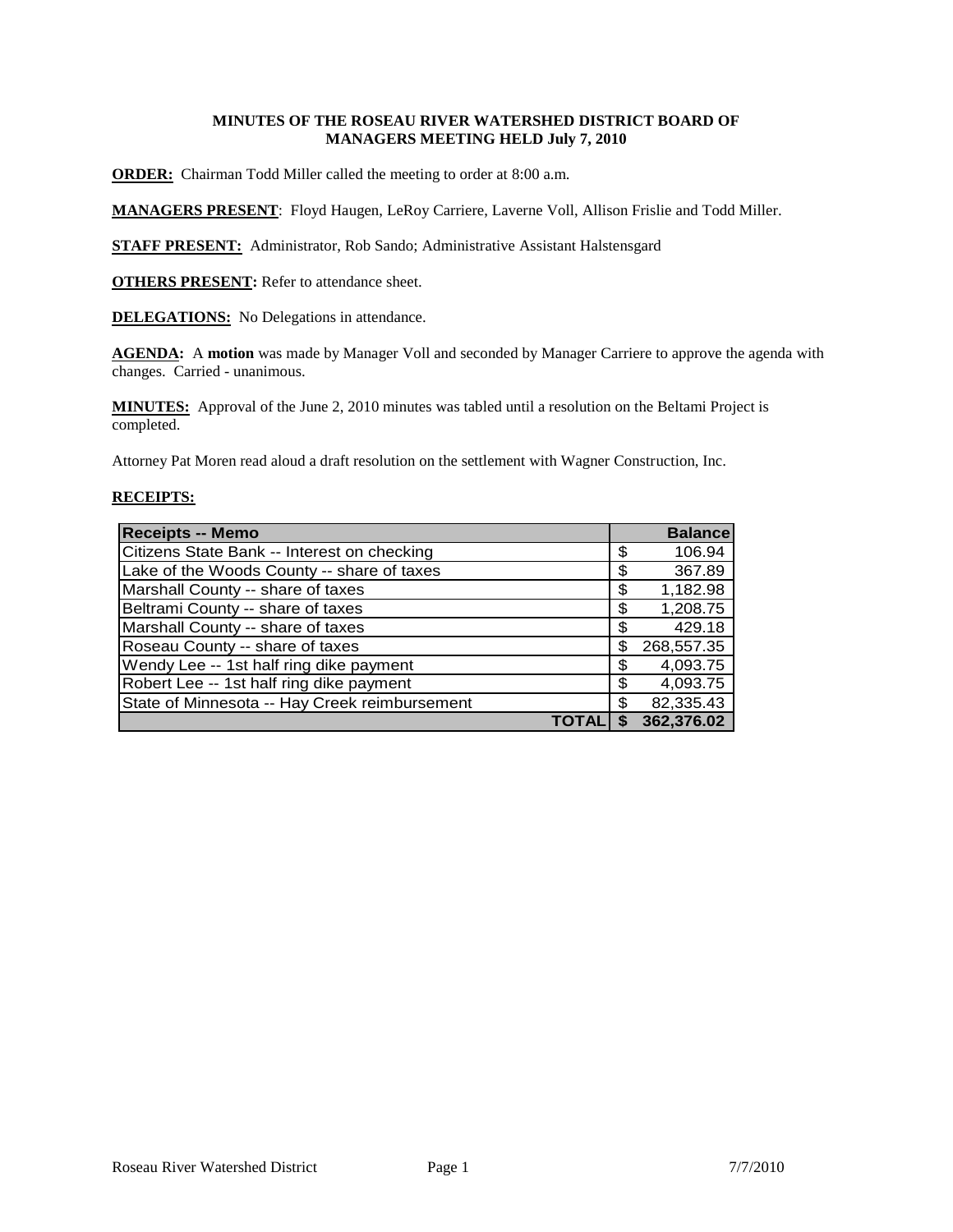**MINUTES OF THE ROSEAU RIVER WATERSHED DISTRICT BOARD OF MANAGERS MEETING HELD July 7, 2010**

**ORDER:** Chairman Todd Miller called the meeting to order at 8:00 a.m.

**MANAGERS PRESENT**: Floyd Haugen, LeRoy Carriere, Laverne Voll, Allison Frislie and Todd Miller.

**STAFF PRESENT:** Administrator, Rob Sando; Administrative Assistant Halstensgard

**OTHERS PRESENT:** Refer to attendance sheet.

**DELEGATIONS:** No Delegations in attendance.

**AGENDA:** A **motion** was made by Manager Voll and seconded by Manager Carriere to approve the agenda with changes. Carried - unanimous.

**MINUTES:** Approval of the June 2, 2010 minutes was tabled until a resolution on the Beltami Project is completed.

Attorney Pat Moren read aloud a draft resolution on the settlement with Wagner Construction, Inc.

**RECEIPTS:**

| Receipts -- Memo | Balance |
|---|---|
| Citizens State Bank -- Interest on checking | $ 106.94 |
| Lake of the Woods County -- share of taxes | $ 367.89 |
| Marshall County -- share of taxes | $ 1,182.98 |
| Beltrami County -- share of taxes | $ 1,208.75 |
| Marshall County -- share of taxes | $ 429.18 |
| Roseau County -- share of taxes | $ 268,557.35 |
| Wendy Lee -- 1st half ring dike payment | $ 4,093.75 |
| Robert Lee -- 1st half ring dike payment | $ 4,093.75 |
| State of Minnesota -- Hay Creek reimbursement | $ 82,335.43 |
| **TOTAL** | **$ 362,376.02** |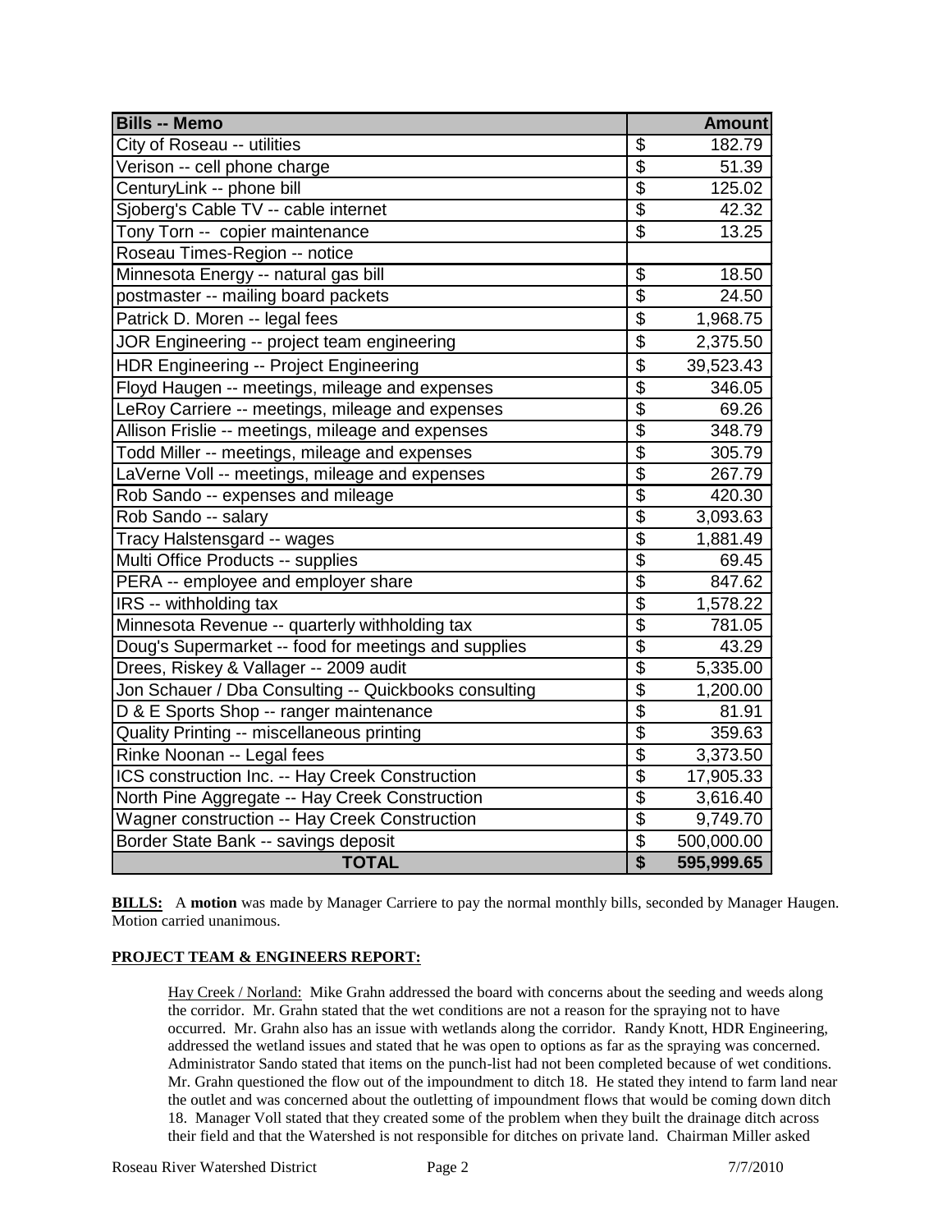| Bills -- Memo | Amount |
|---|---|
| City of Roseau -- utilities | $ 182.79 |
| Verison -- cell phone charge | $ 51.39 |
| CenturyLink -- phone bill | $ 125.02 |
| Sjoberg's Cable TV -- cable internet | $ 42.32 |
| Tony Torn -- copier maintenance | $ 13.25 |
| Roseau Times-Region -- notice | |
| Minnesota Energy -- natural gas bill | $ 18.50 |
| postmaster -- mailing board packets | $ 24.50 |
| Patrick D. Moren -- legal fees | $ 1,968.75 |
| JOR Engineering -- project team engineering | $ 2,375.50 |
| HDR Engineering -- Project Engineering | $ 39,523.43 |
| Floyd Haugen -- meetings, mileage and expenses | $ 346.05 |
| LeRoy Carriere -- meetings, mileage and expenses | $ 69.26 |
| Allison Frislie -- meetings, mileage and expenses | $ 348.79 |
| Todd Miller -- meetings, mileage and expenses | $ 305.79 |
| LaVerne Voll -- meetings, mileage and expenses | $ 267.79 |
| Rob Sando -- expenses and mileage | $ 420.30 |
| Rob Sando -- salary | $ 3,093.63 |
| Tracy Halstensgard -- wages | $ 1,881.49 |
| Multi Office Products -- supplies | $ 69.45 |
| PERA -- employee and employer share | $ 847.62 |
| IRS -- withholding tax | $ 1,578.22 |
| Minnesota Revenue -- quarterly withholding tax | $ 781.05 |
| Doug's Supermarket -- food for meetings and supplies | $ 43.29 |
| Drees, Riskey & Vallager -- 2009 audit | $ 5,335.00 |
| Jon Schauer / Dba Consulting -- Quickbooks consulting | $ 1,200.00 |
| D & E Sports Shop -- ranger maintenance | $ 81.91 |
| Quality Printing -- miscellaneous printing | $ 359.63 |
| Rinke Noonan -- Legal fees | $ 3,373.50 |
| ICS construction Inc. -- Hay Creek Construction | $ 17,905.33 |
| North Pine Aggregate -- Hay Creek Construction | $ 3,616.40 |
| Wagner construction -- Hay Creek Construction | $ 9,749.70 |
| Border State Bank -- savings deposit | $ 500,000.00 |
| **TOTAL** | **$ 595,999.65** |

**BILLS:** A **motion** was made by Manager Carriere to pay the normal monthly bills, seconded by Manager Haugen. Motion carried unanimous.

**PROJECT TEAM & ENGINEERS REPORT:**

Hay Creek / Norland: Mike Grahn addressed the board with concerns about the seeding and weeds along the corridor. Mr. Grahn stated that the wet conditions are not a reason for the spraying not to have occurred. Mr. Grahn also has an issue with wetlands along the corridor. Randy Knott, HDR Engineering, addressed the wetland issues and stated that he was open to options as far as the spraying was concerned. Administrator Sando stated that items on the punch-list had not been completed because of wet conditions. Mr. Grahn questioned the flow out of the impoundment to ditch 18. He stated they intend to farm land near the outlet and was concerned about the outletting of impoundment flows that would be coming down ditch 18. Manager Voll stated that they created some of the problem when they built the drainage ditch across their field and that the Watershed is not responsible for ditches on private land. Chairman Miller asked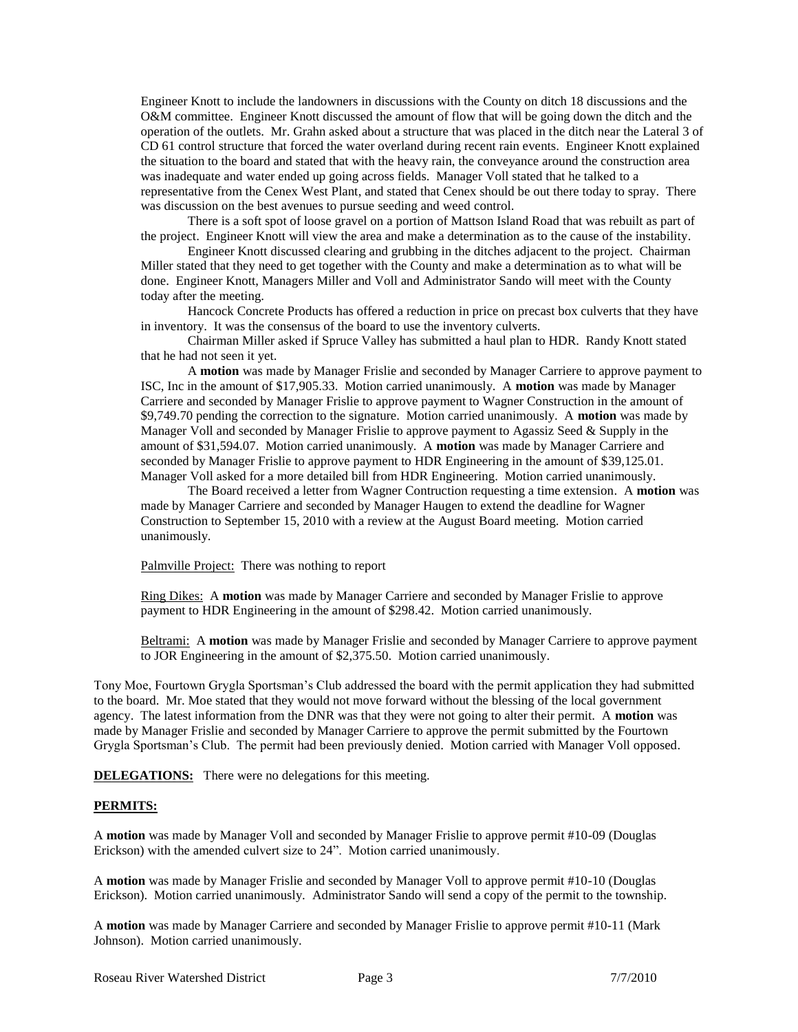Engineer Knott to include the landowners in discussions with the County on ditch 18 discussions and the O&M committee. Engineer Knott discussed the amount of flow that will be going down the ditch and the operation of the outlets. Mr. Grahn asked about a structure that was placed in the ditch near the Lateral 3 of CD 61 control structure that forced the water overland during recent rain events. Engineer Knott explained the situation to the board and stated that with the heavy rain, the conveyance around the construction area was inadequate and water ended up going across fields. Manager Voll stated that he talked to a representative from the Cenex West Plant, and stated that Cenex should be out there today to spray. There was discussion on the best avenues to pursue seeding and weed control.

There is a soft spot of loose gravel on a portion of Mattson Island Road that was rebuilt as part of the project. Engineer Knott will view the area and make a determination as to the cause of the instability.

Engineer Knott discussed clearing and grubbing in the ditches adjacent to the project. Chairman Miller stated that they need to get together with the County and make a determination as to what will be done. Engineer Knott, Managers Miller and Voll and Administrator Sando will meet with the County today after the meeting.

Hancock Concrete Products has offered a reduction in price on precast box culverts that they have in inventory. It was the consensus of the board to use the inventory culverts.

Chairman Miller asked if Spruce Valley has submitted a haul plan to HDR. Randy Knott stated that he had not seen it yet.

A **motion** was made by Manager Frislie and seconded by Manager Carriere to approve payment to ISC, Inc in the amount of $17,905.33. Motion carried unanimously. A **motion** was made by Manager Carriere and seconded by Manager Frislie to approve payment to Wagner Construction in the amount of $9,749.70 pending the correction to the signature. Motion carried unanimously. A **motion** was made by Manager Voll and seconded by Manager Frislie to approve payment to Agassiz Seed & Supply in the amount of $31,594.07. Motion carried unanimously. A **motion** was made by Manager Carriere and seconded by Manager Frislie to approve payment to HDR Engineering in the amount of $39,125.01. Manager Voll asked for a more detailed bill from HDR Engineering. Motion carried unanimously.

The Board received a letter from Wagner Contruction requesting a time extension. A **motion** was made by Manager Carriere and seconded by Manager Haugen to extend the deadline for Wagner Construction to September 15, 2010 with a review at the August Board meeting. Motion carried unanimously.

Palmville Project: There was nothing to report

Ring Dikes: A **motion** was made by Manager Carriere and seconded by Manager Frislie to approve payment to HDR Engineering in the amount of $298.42. Motion carried unanimously.

Beltrami: A **motion** was made by Manager Frislie and seconded by Manager Carriere to approve payment to JOR Engineering in the amount of $2,375.50. Motion carried unanimously.

Tony Moe, Fourtown Grygla Sportsman's Club addressed the board with the permit application they had submitted to the board. Mr. Moe stated that they would not move forward without the blessing of the local government agency. The latest information from the DNR was that they were not going to alter their permit. A **motion** was made by Manager Frislie and seconded by Manager Carriere to approve the permit submitted by the Fourtown Grygla Sportsman's Club. The permit had been previously denied. Motion carried with Manager Voll opposed.

**DELEGATIONS:** There were no delegations for this meeting.

**PERMITS:**

A **motion** was made by Manager Voll and seconded by Manager Frislie to approve permit #10-09 (Douglas Erickson) with the amended culvert size to 24". Motion carried unanimously.

A **motion** was made by Manager Frislie and seconded by Manager Voll to approve permit #10-10 (Douglas Erickson). Motion carried unanimously. Administrator Sando will send a copy of the permit to the township.

A **motion** was made by Manager Carriere and seconded by Manager Frislie to approve permit #10-11 (Mark Johnson). Motion carried unanimously.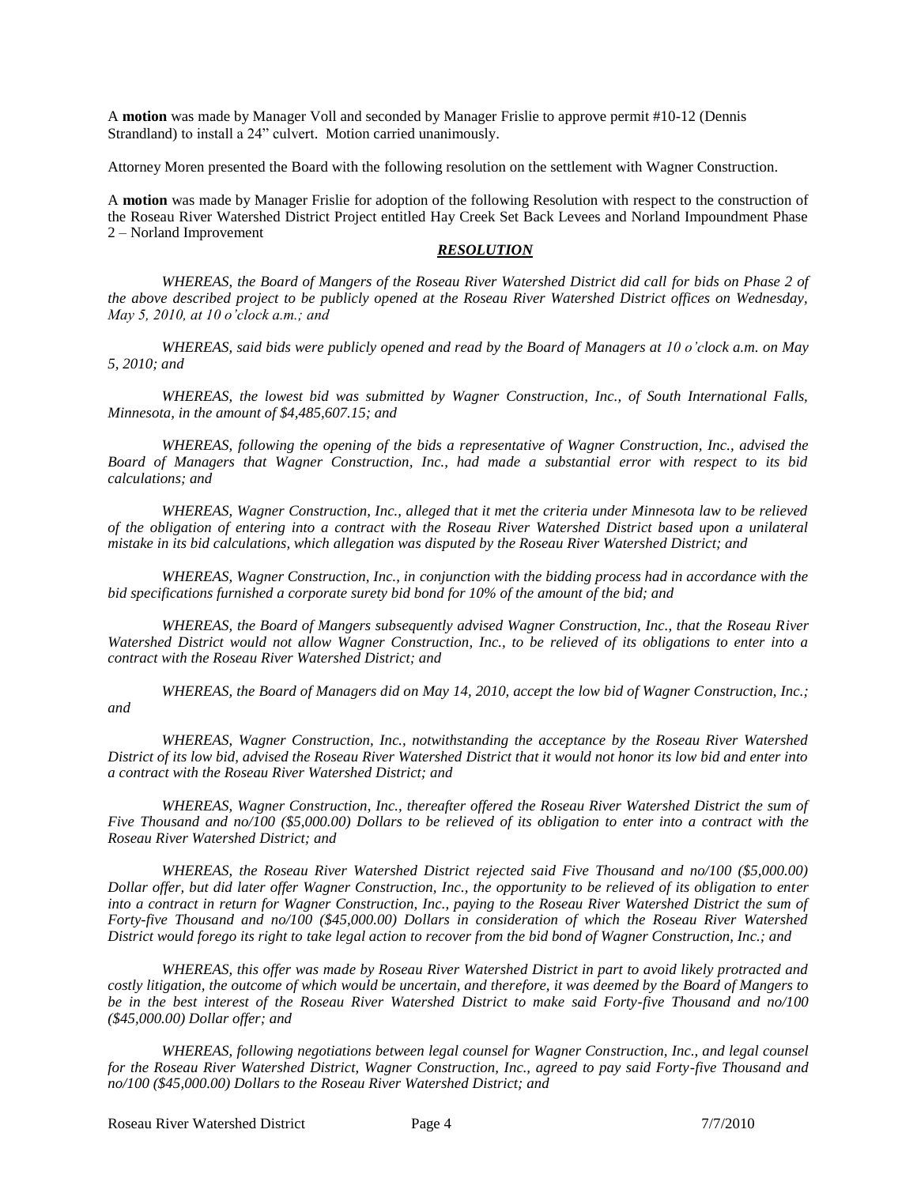A **motion** was made by Manager Voll and seconded by Manager Frislie to approve permit #10-12 (Dennis Strandland) to install a 24" culvert. Motion carried unanimously.

Attorney Moren presented the Board with the following resolution on the settlement with Wagner Construction.

A **motion** was made by Manager Frislie for adoption of the following Resolution with respect to the construction of the Roseau River Watershed District Project entitled Hay Creek Set Back Levees and Norland Impoundment Phase 2 – Norland Improvement

***RESOLUTION***

*WHEREAS, the Board of Mangers of the Roseau River Watershed District did call for bids on Phase 2 of the above described project to be publicly opened at the Roseau River Watershed District offices on Wednesday, May 5, 2010, at 10 o'clock a.m.; and*

*WHEREAS, said bids were publicly opened and read by the Board of Managers at 10 o'clock a.m. on May 5, 2010; and*

*WHEREAS, the lowest bid was submitted by Wagner Construction, Inc., of South International Falls, Minnesota, in the amount of $4,485,607.15; and*

*WHEREAS, following the opening of the bids a representative of Wagner Construction, Inc., advised the Board of Managers that Wagner Construction, Inc., had made a substantial error with respect to its bid calculations; and*

*WHEREAS, Wagner Construction, Inc., alleged that it met the criteria under Minnesota law to be relieved of the obligation of entering into a contract with the Roseau River Watershed District based upon a unilateral mistake in its bid calculations, which allegation was disputed by the Roseau River Watershed District; and*

*WHEREAS, Wagner Construction, Inc., in conjunction with the bidding process had in accordance with the bid specifications furnished a corporate surety bid bond for 10% of the amount of the bid; and*

*WHEREAS, the Board of Mangers subsequently advised Wagner Construction, Inc., that the Roseau River Watershed District would not allow Wagner Construction, Inc., to be relieved of its obligations to enter into a contract with the Roseau River Watershed District; and*

*WHEREAS, the Board of Managers did on May 14, 2010, accept the low bid of Wagner Construction, Inc.; and*

*WHEREAS, Wagner Construction, Inc., notwithstanding the acceptance by the Roseau River Watershed District of its low bid, advised the Roseau River Watershed District that it would not honor its low bid and enter into a contract with the Roseau River Watershed District; and*

*WHEREAS, Wagner Construction, Inc., thereafter offered the Roseau River Watershed District the sum of Five Thousand and no/100 ($5,000.00) Dollars to be relieved of its obligation to enter into a contract with the Roseau River Watershed District; and*

*WHEREAS, the Roseau River Watershed District rejected said Five Thousand and no/100 ($5,000.00) Dollar offer, but did later offer Wagner Construction, Inc., the opportunity to be relieved of its obligation to enter into a contract in return for Wagner Construction, Inc., paying to the Roseau River Watershed District the sum of Forty-five Thousand and no/100 ($45,000.00) Dollars in consideration of which the Roseau River Watershed District would forego its right to take legal action to recover from the bid bond of Wagner Construction, Inc.; and*

*WHEREAS, this offer was made by Roseau River Watershed District in part to avoid likely protracted and costly litigation, the outcome of which would be uncertain, and therefore, it was deemed by the Board of Mangers to be in the best interest of the Roseau River Watershed District to make said Forty-five Thousand and no/100 ($45,000.00) Dollar offer; and*

*WHEREAS, following negotiations between legal counsel for Wagner Construction, Inc., and legal counsel for the Roseau River Watershed District, Wagner Construction, Inc., agreed to pay said Forty-five Thousand and no/100 ($45,000.00) Dollars to the Roseau River Watershed District; and*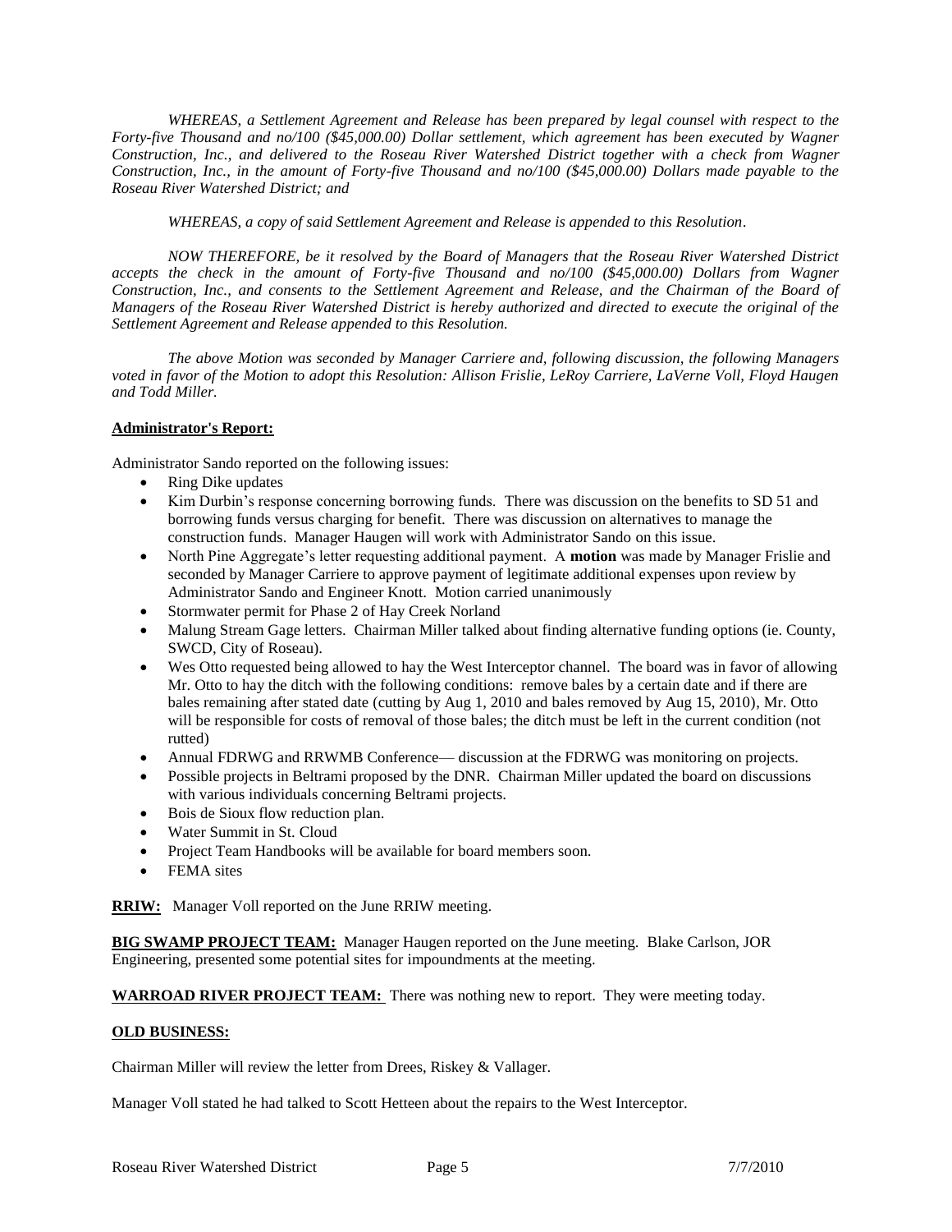*WHEREAS, a Settlement Agreement and Release has been prepared by legal counsel with respect to the Forty-five Thousand and no/100 ($45,000.00) Dollar settlement, which agreement has been executed by Wagner Construction, Inc., and delivered to the Roseau River Watershed District together with a check from Wagner Construction, Inc., in the amount of Forty-five Thousand and no/100 ($45,000.00) Dollars made payable to the Roseau River Watershed District; and*

*WHEREAS, a copy of said Settlement Agreement and Release is appended to this Resolution.*

*NOW THEREFORE, be it resolved by the Board of Managers that the Roseau River Watershed District accepts the check in the amount of Forty-five Thousand and no/100 ($45,000.00) Dollars from Wagner Construction, Inc., and consents to the Settlement Agreement and Release, and the Chairman of the Board of Managers of the Roseau River Watershed District is hereby authorized and directed to execute the original of the Settlement Agreement and Release appended to this Resolution.*

*The above Motion was seconded by Manager Carriere and, following discussion, the following Managers voted in favor of the Motion to adopt this Resolution: Allison Frislie, LeRoy Carriere, LaVerne Voll, Floyd Haugen and Todd Miller.*

**Administrator's Report:**

Administrator Sando reported on the following issues:

- Ring Dike updates
- Kim Durbin's response concerning borrowing funds. There was discussion on the benefits to SD 51 and borrowing funds versus charging for benefit. There was discussion on alternatives to manage the construction funds. Manager Haugen will work with Administrator Sando on this issue.
- North Pine Aggregate's letter requesting additional payment. A **motion** was made by Manager Frislie and seconded by Manager Carriere to approve payment of legitimate additional expenses upon review by Administrator Sando and Engineer Knott. Motion carried unanimously
- Stormwater permit for Phase 2 of Hay Creek Norland
- Malung Stream Gage letters. Chairman Miller talked about finding alternative funding options (ie. County, SWCD, City of Roseau).
- Wes Otto requested being allowed to hay the West Interceptor channel. The board was in favor of allowing Mr. Otto to hay the ditch with the following conditions: remove bales by a certain date and if there are bales remaining after stated date (cutting by Aug 1, 2010 and bales removed by Aug 15, 2010), Mr. Otto will be responsible for costs of removal of those bales; the ditch must be left in the current condition (not rutted)
- Annual FDRWG and RRWMB Conference— discussion at the FDRWG was monitoring on projects.
- Possible projects in Beltrami proposed by the DNR. Chairman Miller updated the board on discussions with various individuals concerning Beltrami projects.
- Bois de Sioux flow reduction plan.
- Water Summit in St. Cloud
- Project Team Handbooks will be available for board members soon.
- FEMA sites

**RRIW:** Manager Voll reported on the June RRIW meeting.

**BIG SWAMP PROJECT TEAM:** Manager Haugen reported on the June meeting. Blake Carlson, JOR Engineering, presented some potential sites for impoundments at the meeting.

**WARROAD RIVER PROJECT TEAM:** There was nothing new to report. They were meeting today.

**OLD BUSINESS:**

Chairman Miller will review the letter from Drees, Riskey & Vallager.

Manager Voll stated he had talked to Scott Hetteen about the repairs to the West Interceptor.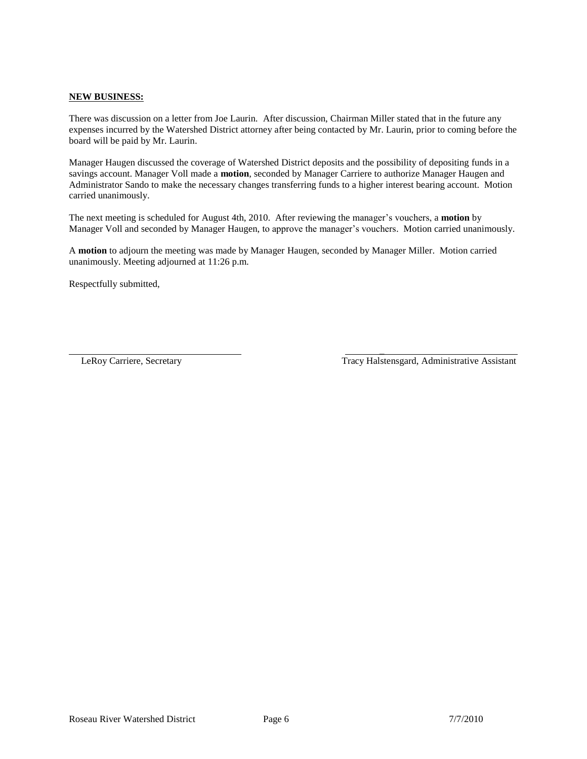**NEW BUSINESS:**

There was discussion on a letter from Joe Laurin. After discussion, Chairman Miller stated that in the future any expenses incurred by the Watershed District attorney after being contacted by Mr. Laurin, prior to coming before the board will be paid by Mr. Laurin.

Manager Haugen discussed the coverage of Watershed District deposits and the possibility of depositing funds in a savings account. Manager Voll made a **motion**, seconded by Manager Carriere to authorize Manager Haugen and Administrator Sando to make the necessary changes transferring funds to a higher interest bearing account. Motion carried unanimously.

The next meeting is scheduled for August 4th, 2010. After reviewing the manager's vouchers, a **motion** by Manager Voll and seconded by Manager Haugen, to approve the manager's vouchers. Motion carried unanimously.

A **motion** to adjourn the meeting was made by Manager Haugen, seconded by Manager Miller. Motion carried unanimously. Meeting adjourned at 11:26 p.m.

Respectfully submitted,

LeRoy Carriere, Secretary

Tracy Halstensgard, Administrative Assistant